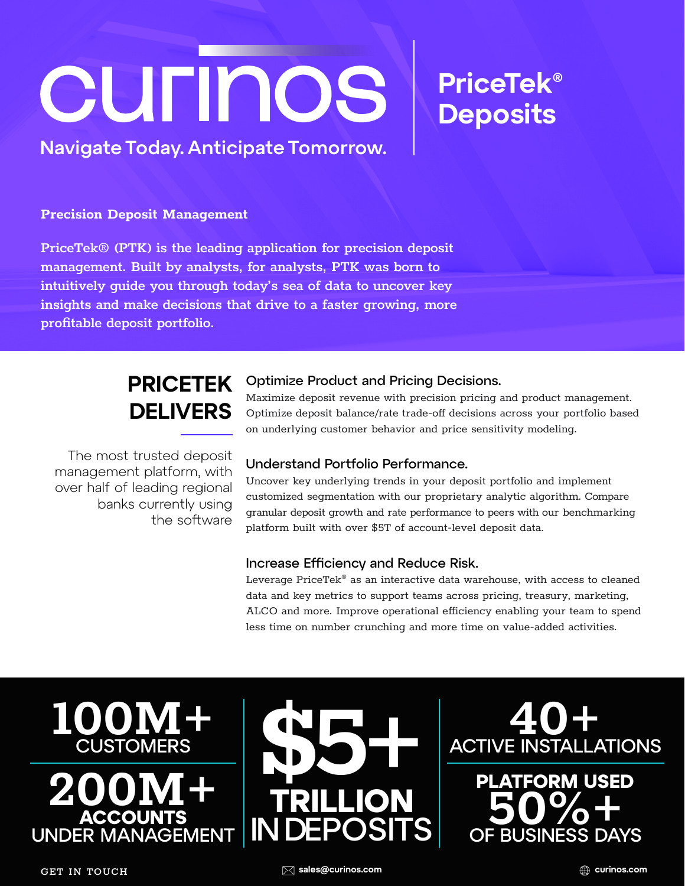# curinos

**Navigate Today. Anticipate Tomorrow.**

## PriceTek® Deposits

### Precision Deposit Management

**PriceTek® (PTK) is the leading application for precision deposit management. Built by analysts, for analysts, PTK was born to intuitively guide you through today's sea of data to uncover key insights and make decisions that drive to a faster growing, more profitable deposit portfolio.**

## PRICETEK DELIVERS

The most trusted deposit management platform, with over half of leading regional banks currently using the software

### Optimize Product and Pricing Decisions.

Maximize deposit revenue with precision pricing and product management. Optimize deposit balance/rate trade-off decisions across your portfolio based on underlying customer behavior and price sensitivity modeling.

### Understand Portfolio Performance.

Uncover key underlying trends in your deposit portfolio and implement customized segmentation with our proprietary analytic algorithm. Compare granular deposit growth and rate performance to peers with our benchmarking platform built with over $5T of account-level deposit data.

### Increase Efficiency and Reduce Risk.

Leverage PriceTek® as an interactive data warehouse, with access to cleaned data and key metrics to support teams across pricing, treasury, marketing, ALCO and more. Improve operational efficiency enabling your team to spend less time on number crunching and more time on value-added activities.

**100M+** CUSTOMERS

**200M+** ACCOUNTS UNDER MANAGEMENT

**$5+** TRILLION IN DEPOSITS

**40+** ACTIVE INSTALLATIONS

PLATFORM USED **50%+** OF BUSINESS DAYS

GET IN TOUCH

sales@curinos.com

curinos.com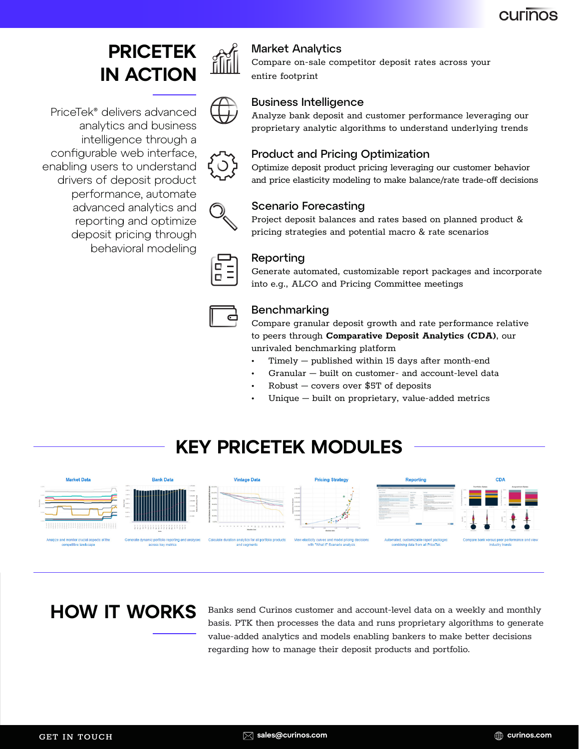# PRICETEK IN ACTION

PriceTek® delivers advanced analytics and business intelligence through a configurable web interface, enabling users to understand drivers of deposit product performance, automate advanced analytics and reporting and optimize deposit pricing through behavioral modeling

### Market Analytics

Compare on-sale competitor deposit rates across your entire footprint

### Business Intelligence

Analyze bank deposit and customer performance leveraging our proprietary analytic algorithms to understand underlying trends

### Product and Pricing Optimization

Optimize deposit product pricing leveraging our customer behavior and price elasticity modeling to make balance/rate trade-off decisions

### Scenario Forecasting

Project deposit balances and rates based on planned product & pricing strategies and potential macro & rate scenarios

### Reporting

Generate automated, customizable report packages and incorporate into e.g., ALCO and Pricing Committee meetings

### Benchmarking

Compare granular deposit growth and rate performance relative to peers through **Comparative Deposit Analytics (CDA)**, our unrivaled benchmarking platform

- Timely — published within 15 days after month-end
- Granular — built on customer- and account-level data
- Robust — covers over $5T of deposits
- Unique — built on proprietary, value-added metrics

# KEY PRICETEK MODULES

**Market Data**
Analyze and monitor crucial aspects of the competitive landscape

**Bank Data**
Generate dynamic portfolio reporting and analyses across key metrics

**Vintage Data**
Calculate duration analytics for all portfolio products and segments

**Pricing Strategy**
View elasticity curves and model pricing decisions with "What If" Scenario analysis

**Reporting**
Automated, customizable report packages combining data from all PriceTek

**CDA**
Compare bank versus peer performance and view industry trends

# HOW IT WORKS

Banks send Curinos customer and account-level data on a weekly and monthly basis. PTK then processes the data and runs proprietary algorithms to generate value-added analytics and models enabling bankers to make better decisions regarding how to manage their deposit products and portfolio.

GET IN TOUCH

sales@curinos.com

curinos.com